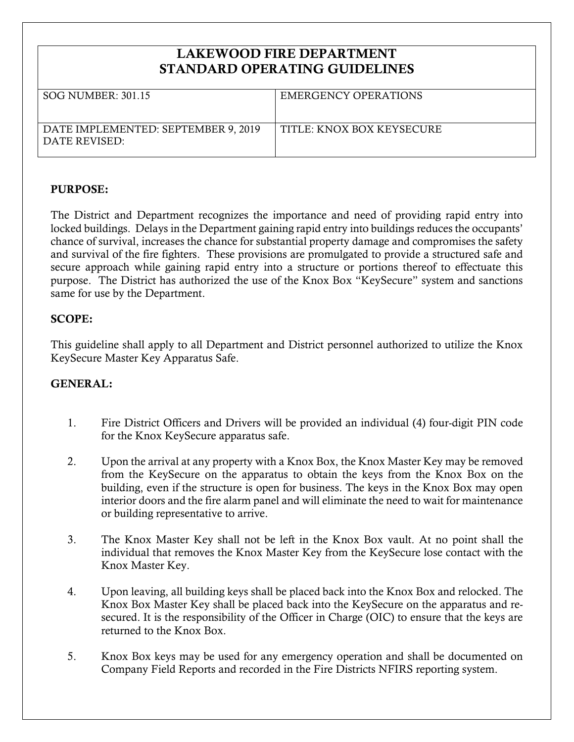# LAKEWOOD FIRE DEPARTMENT
# STANDARD OPERATING GUIDELINES

| SOG NUMBER: 301.15 | EMERGENCY OPERATIONS |
|---|---|
| DATE IMPLEMENTED: SEPTEMBER 9, 2019<br>DATE REVISED: | TITLE: KNOX BOX KEYSECURE |

**PURPOSE:**

The District and Department recognizes the importance and need of providing rapid entry into locked buildings. Delays in the Department gaining rapid entry into buildings reduces the occupants' chance of survival, increases the chance for substantial property damage and compromises the safety and survival of the fire fighters. These provisions are promulgated to provide a structured safe and secure approach while gaining rapid entry into a structure or portions thereof to effectuate this purpose. The District has authorized the use of the Knox Box "KeySecure" system and sanctions same for use by the Department.

**SCOPE:**

This guideline shall apply to all Department and District personnel authorized to utilize the Knox KeySecure Master Key Apparatus Safe.

**GENERAL:**

1. Fire District Officers and Drivers will be provided an individual (4) four-digit PIN code for the Knox KeySecure apparatus safe.

2. Upon the arrival at any property with a Knox Box, the Knox Master Key may be removed from the KeySecure on the apparatus to obtain the keys from the Knox Box on the building, even if the structure is open for business. The keys in the Knox Box may open interior doors and the fire alarm panel and will eliminate the need to wait for maintenance or building representative to arrive.

3. The Knox Master Key shall not be left in the Knox Box vault. At no point shall the individual that removes the Knox Master Key from the KeySecure lose contact with the Knox Master Key.

4. Upon leaving, all building keys shall be placed back into the Knox Box and relocked. The Knox Box Master Key shall be placed back into the KeySecure on the apparatus and re-secured. It is the responsibility of the Officer in Charge (OIC) to ensure that the keys are returned to the Knox Box.

5. Knox Box keys may be used for any emergency operation and shall be documented on Company Field Reports and recorded in the Fire Districts NFIRS reporting system.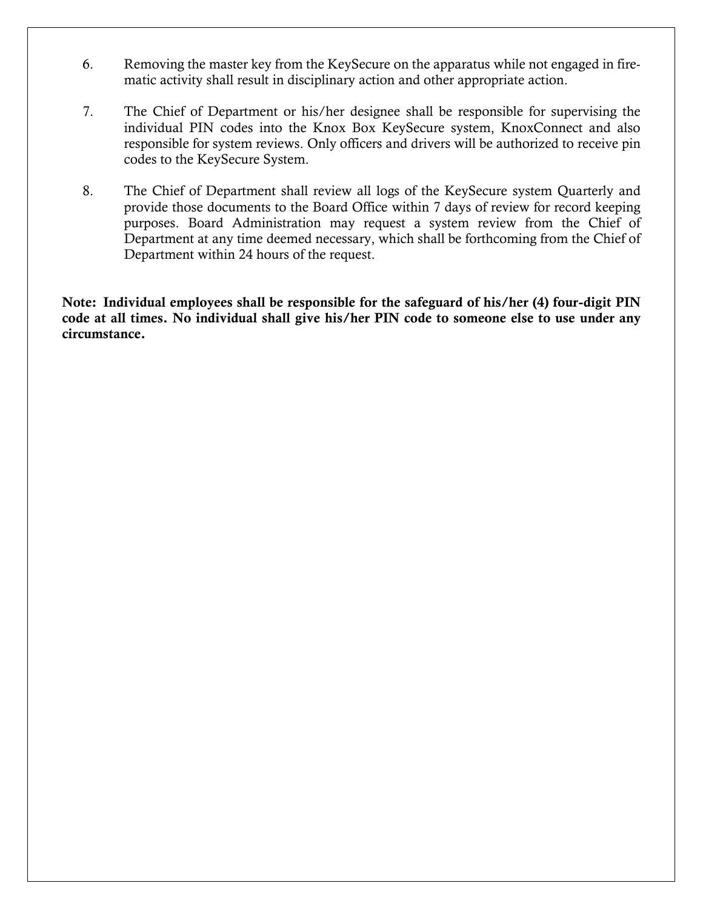6. Removing the master key from the KeySecure on the apparatus while not engaged in fire-matic activity shall result in disciplinary action and other appropriate action.

7. The Chief of Department or his/her designee shall be responsible for supervising the individual PIN codes into the Knox Box KeySecure system, KnoxConnect and also responsible for system reviews. Only officers and drivers will be authorized to receive pin codes to the KeySecure System.

8. The Chief of Department shall review all logs of the KeySecure system Quarterly and provide those documents to the Board Office within 7 days of review for record keeping purposes. Board Administration may request a system review from the Chief of Department at any time deemed necessary, which shall be forthcoming from the Chief of Department within 24 hours of the request.

**Note: Individual employees shall be responsible for the safeguard of his/her (4) four-digit PIN code at all times. No individual shall give his/her PIN code to someone else to use under any circumstance.**